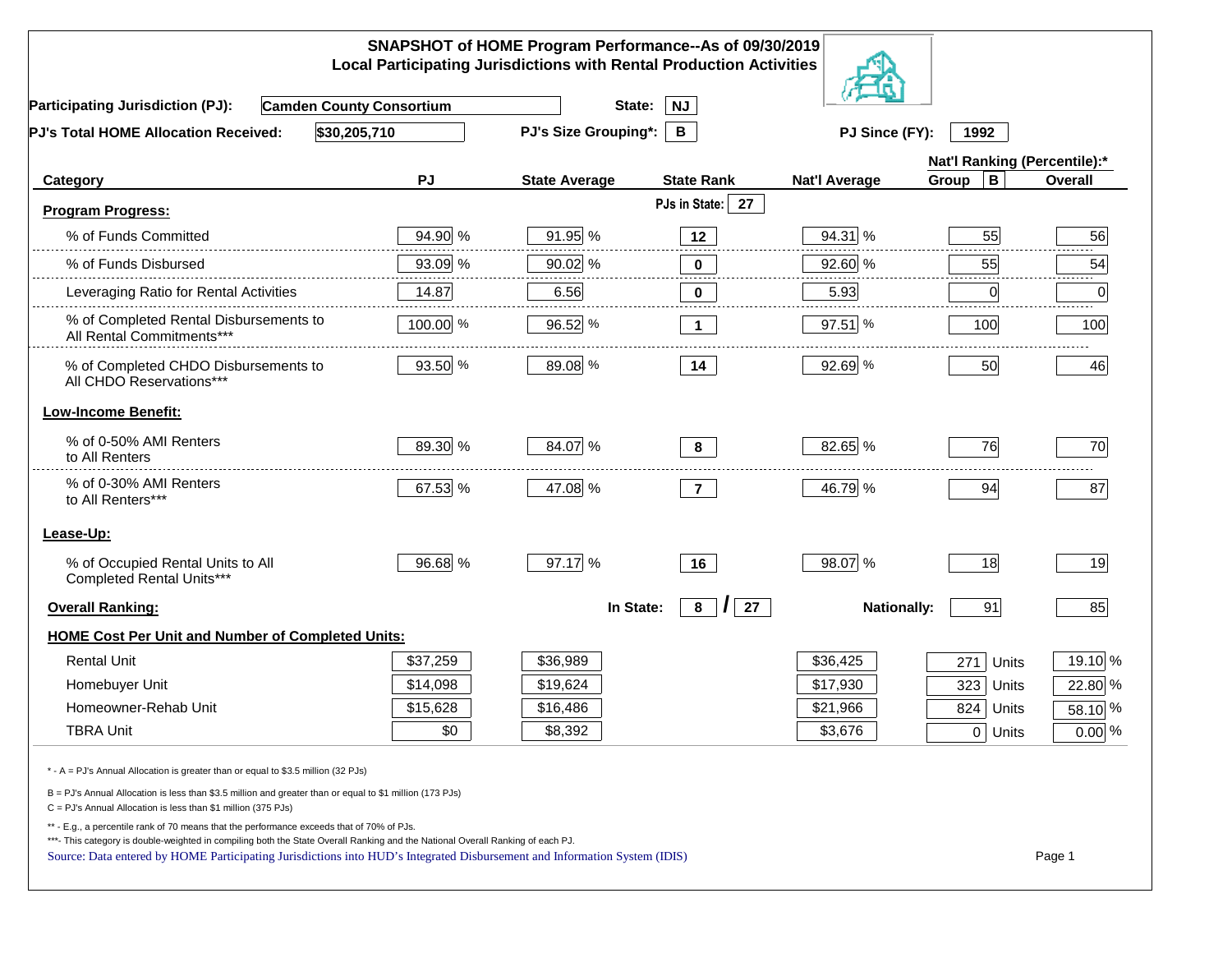# SNAPSHOT of HOME Program Performance--As of 09/30/2019
## Local Participating Jurisdictions with Rental Production Activities

**Participating Jurisdiction (PJ):** Camden County Consortium **State:** NJ

**PJ's Total HOME Allocation Received:** $30,205,710 **PJ's Size Grouping*:** B **PJ Since (FY):** 1992

| Category | PJ | State Average | State Rank | Nat'l Average | Nat'l Ranking (Percentile):* Group B | Overall |
|---|---|---|---|---|---|---|
| **Program Progress:** | | | PJs in State: 27 | | | |
| % of Funds Committed | 94.90 % | 91.95 % | 12 | 94.31 % | 55 | 56 |
| % of Funds Disbursed | 93.09 % | 90.02 % | 0 | 92.60 % | 55 | 54 |
| Leveraging Ratio for Rental Activities | 14.87 | 6.56 | 0 | 5.93 | 0 | 0 |
| % of Completed Rental Disbursements to All Rental Commitments*** | 100.00 % | 96.52 % | 1 | 97.51 % | 100 | 100 |
| % of Completed CHDO Disbursements to All CHDO Reservations*** | 93.50 % | 89.08 % | 14 | 92.69 % | 50 | 46 |
| **Low-Income Benefit:** | | | | | | |
| % of 0-50% AMI Renters to All Renters | 89.30 % | 84.07 % | 8 | 82.65 % | 76 | 70 |
| % of 0-30% AMI Renters to All Renters*** | 67.53 % | 47.08 % | 7 | 46.79 % | 94 | 87 |
| **Lease-Up:** | | | | | | |
| % of Occupied Rental Units to All Completed Rental Units*** | 96.68 % | 97.17 % | 16 | 98.07 % | 18 | 19 |
| **Overall Ranking:** | | In State: | 8 / 27 | Nationally: | 91 | 85 |
| **HOME Cost Per Unit and Number of Completed Units:** | | | | | | |
| Rental Unit | $37,259 | $36,989 | | $36,425 | 271 Units | 19.10 % |
| Homebuyer Unit | $14,098 | $19,624 | | $17,930 | 323 Units | 22.80 % |
| Homeowner-Rehab Unit | $15,628 | $16,486 | | $21,966 | 824 Units | 58.10 % |
| TBRA Unit | $0 | $8,392 | | $3,676 | 0 Units | 0.00 % |

\* - A = PJ's Annual Allocation is greater than or equal to $3.5 million (32 PJs)

B = PJ's Annual Allocation is less than $3.5 million and greater than or equal to $1 million (173 PJs)

C = PJ's Annual Allocation is less than $1 million (375 PJs)

** - E.g., a percentile rank of 70 means that the performance exceeds that of 70% of PJs.

***- This category is double-weighted in compiling both the State Overall Ranking and the National Overall Ranking of each PJ.

Source: Data entered by HOME Participating Jurisdictions into HUD's Integrated Disbursement and Information System (IDIS)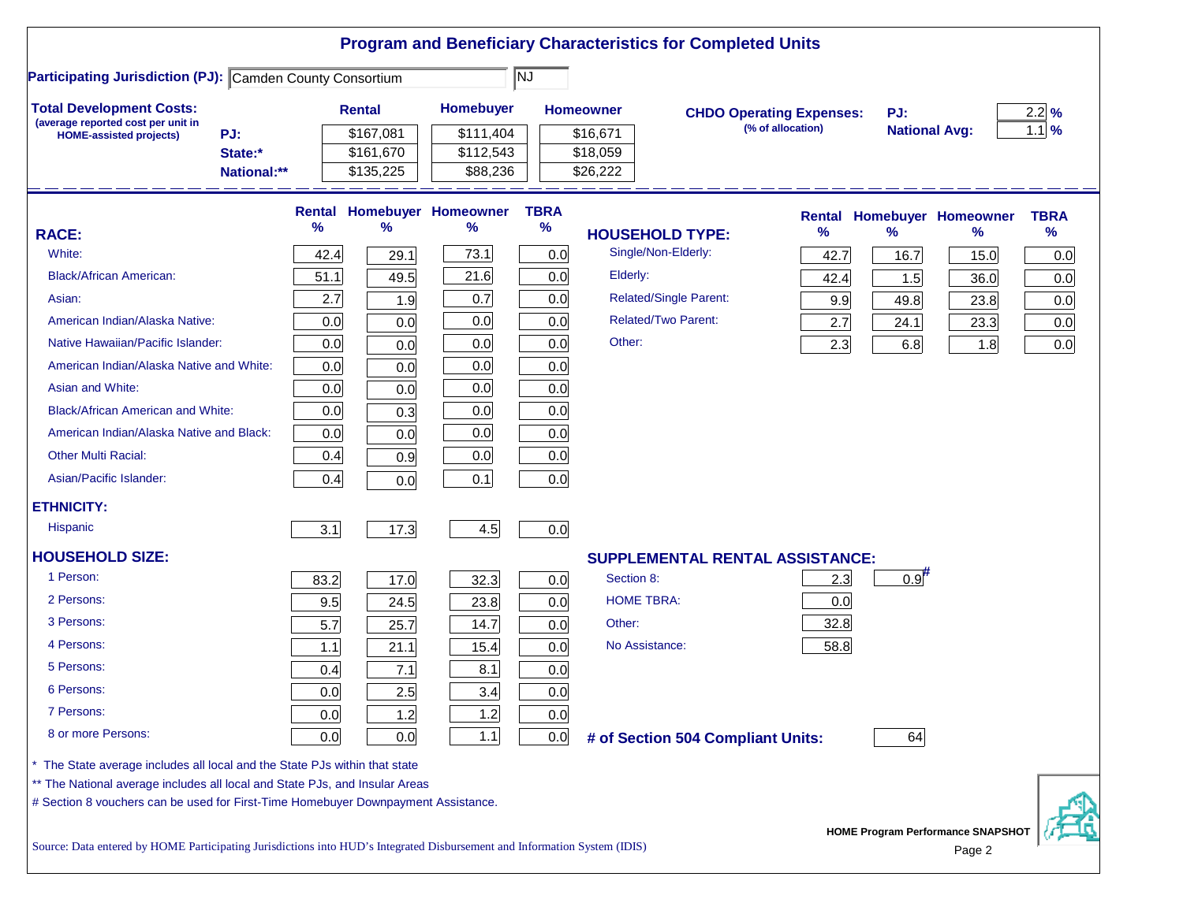# Program and Beneficiary Characteristics for Completed Units

**Participating Jurisdiction (PJ):** Camden County Consortium | NJ

**Total Development Costs:**
(average reported cost per unit in HOME-assisted projects)

| | Rental | Homebuyer | Homeowner |
|---|---|---|---|
| PJ: | $167,081 | $111,404 | $16,671 |
| State:* | $161,670 | $112,543 | $18,059 |
| National:** | $135,225 | $88,236 | $26,222 |

**CHDO Operating Expenses:** (% of allocation)

| | |
|---|---|
| PJ: | 2.2 % |
| National Avg: | 1.1 % |

| RACE: | Rental % | Homebuyer % | Homeowner % | TBRA % |
|---|---|---|---|---|
| White: | 42.4 | 29.1 | 73.1 | 0.0 |
| Black/African American: | 51.1 | 49.5 | 21.6 | 0.0 |
| Asian: | 2.7 | 1.9 | 0.7 | 0.0 |
| American Indian/Alaska Native: | 0.0 | 0.0 | 0.0 | 0.0 |
| Native Hawaiian/Pacific Islander: | 0.0 | 0.0 | 0.0 | 0.0 |
| American Indian/Alaska Native and White: | 0.0 | 0.0 | 0.0 | 0.0 |
| Asian and White: | 0.0 | 0.0 | 0.0 | 0.0 |
| Black/African American and White: | 0.0 | 0.3 | 0.0 | 0.0 |
| American Indian/Alaska Native and Black: | 0.0 | 0.0 | 0.0 | 0.0 |
| Other Multi Racial: | 0.4 | 0.9 | 0.0 | 0.0 |
| Asian/Pacific Islander: | 0.4 | 0.0 | 0.1 | 0.0 |
| **ETHNICITY:** | | | | |
| Hispanic | 3.1 | 17.3 | 4.5 | 0.0 |
| **HOUSEHOLD SIZE:** | | | | |
| 1 Person: | 83.2 | 17.0 | 32.3 | 0.0 |
| 2 Persons: | 9.5 | 24.5 | 23.8 | 0.0 |
| 3 Persons: | 5.7 | 25.7 | 14.7 | 0.0 |
| 4 Persons: | 1.1 | 21.1 | 15.4 | 0.0 |
| 5 Persons: | 0.4 | 7.1 | 8.1 | 0.0 |
| 6 Persons: | 0.0 | 2.5 | 3.4 | 0.0 |
| 7 Persons: | 0.0 | 1.2 | 1.2 | 0.0 |
| 8 or more Persons: | 0.0 | 0.0 | 1.1 | 0.0 |

| HOUSEHOLD TYPE: | Rental % | Homebuyer % | Homeowner % | TBRA % |
|---|---|---|---|---|
| Single/Non-Elderly: | 42.7 | 16.7 | 15.0 | 0.0 |
| Elderly: | 42.4 | 1.5 | 36.0 | 0.0 |
| Related/Single Parent: | 9.9 | 49.8 | 23.8 | 0.0 |
| Related/Two Parent: | 2.7 | 24.1 | 23.3 | 0.0 |
| Other: | 2.3 | 6.8 | 1.8 | 0.0 |

| SUPPLEMENTAL RENTAL ASSISTANCE: | Rental | Homebuyer |
|---|---|---|
| Section 8: | 2.3 | 0.9# |
| HOME TBRA: | 0.0 | |
| Other: | 32.8 | |
| No Assistance: | 58.8 | |

**# of Section 504 Compliant Units:** 64

\* The State average includes all local and the State PJs within that state

\*\* The National average includes all local and State PJs, and Insular Areas

\# Section 8 vouchers can be used for First-Time Homebuyer Downpayment Assistance.

Source: Data entered by HOME Participating Jurisdictions into HUD's Integrated Disbursement and Information System (IDIS)

HOME Program Performance SNAPSHOT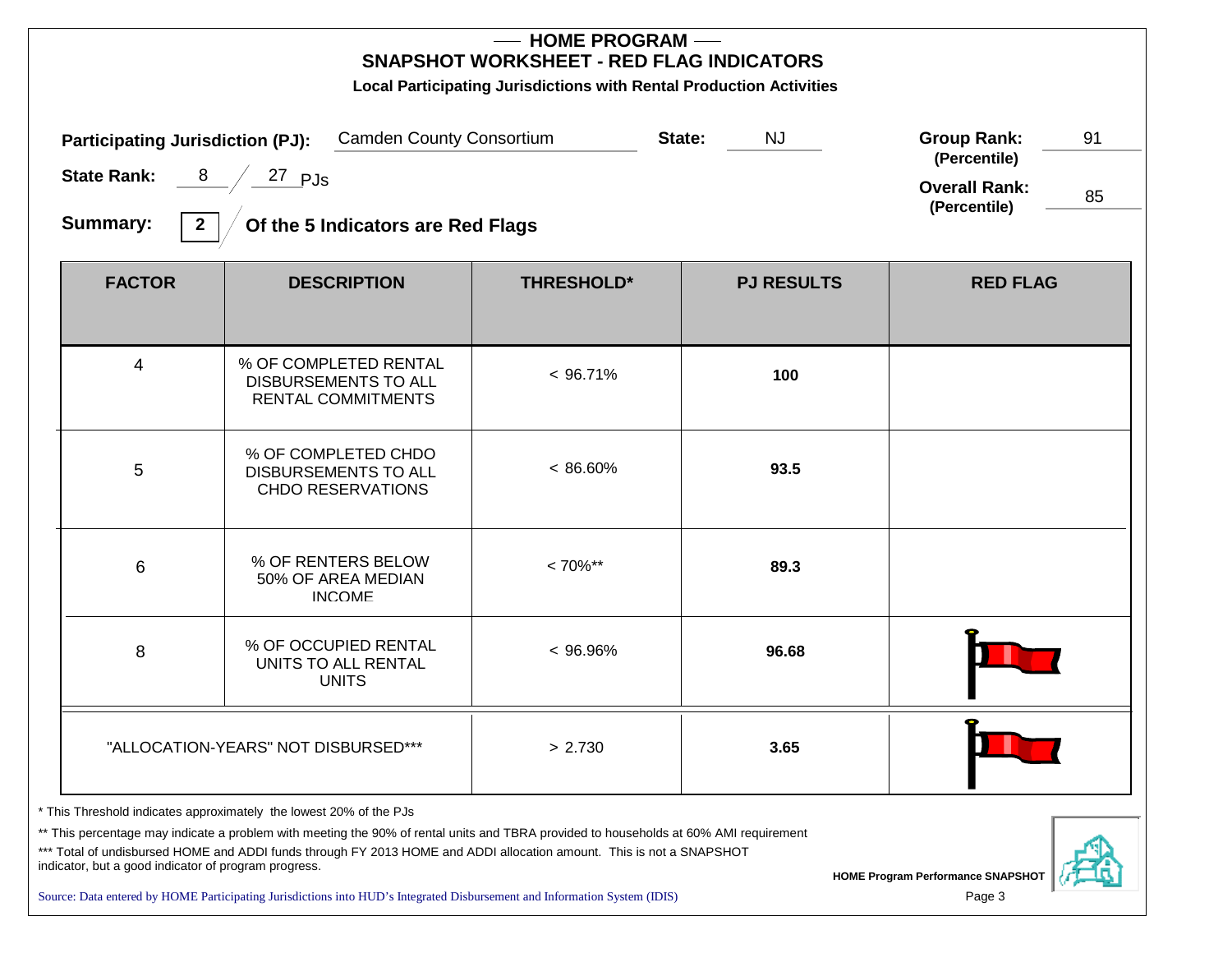# HOME PROGRAM

## SNAPSHOT WORKSHEET - RED FLAG INDICATORS

**Local Participating Jurisdictions with Rental Production Activities**

**Participating Jurisdiction (PJ):** Camden County Consortium **State:** NJ

**Group Rank:** 91 **(Percentile)**

**State Rank:** 8 / 27 PJs

**Overall Rank:** 85 **(Percentile)**

**Summary:** 2 / **Of the 5 Indicators are Red Flags**

| FACTOR | DESCRIPTION | THRESHOLD* | PJ RESULTS | RED FLAG |
|---|---|---|---|---|
| 4 | % OF COMPLETED RENTAL DISBURSEMENTS TO ALL RENTAL COMMITMENTS | < 96.71% | **100** | |
| 5 | % OF COMPLETED CHDO DISBURSEMENTS TO ALL CHDO RESERVATIONS | < 86.60% | **93.5** | |
| 6 | % OF RENTERS BELOW 50% OF AREA MEDIAN INCOME | < 70%** | **89.3** | |
| 8 | % OF OCCUPIED RENTAL UNITS TO ALL RENTAL UNITS | < 96.96% | **96.68** | Red Flag |
| "ALLOCATION-YEARS" NOT DISBURSED*** | | > 2.730 | **3.65** | Red Flag |

\* This Threshold indicates approximately the lowest 20% of the PJs

** This percentage may indicate a problem with meeting the 90% of rental units and TBRA provided to households at 60% AMI requirement

*** Total of undisbursed HOME and ADDI funds through FY 2013 HOME and ADDI allocation amount. This is not a SNAPSHOT indicator, but a good indicator of program progress.

Source: Data entered by HOME Participating Jurisdictions into HUD's Integrated Disbursement and Information System (IDIS)